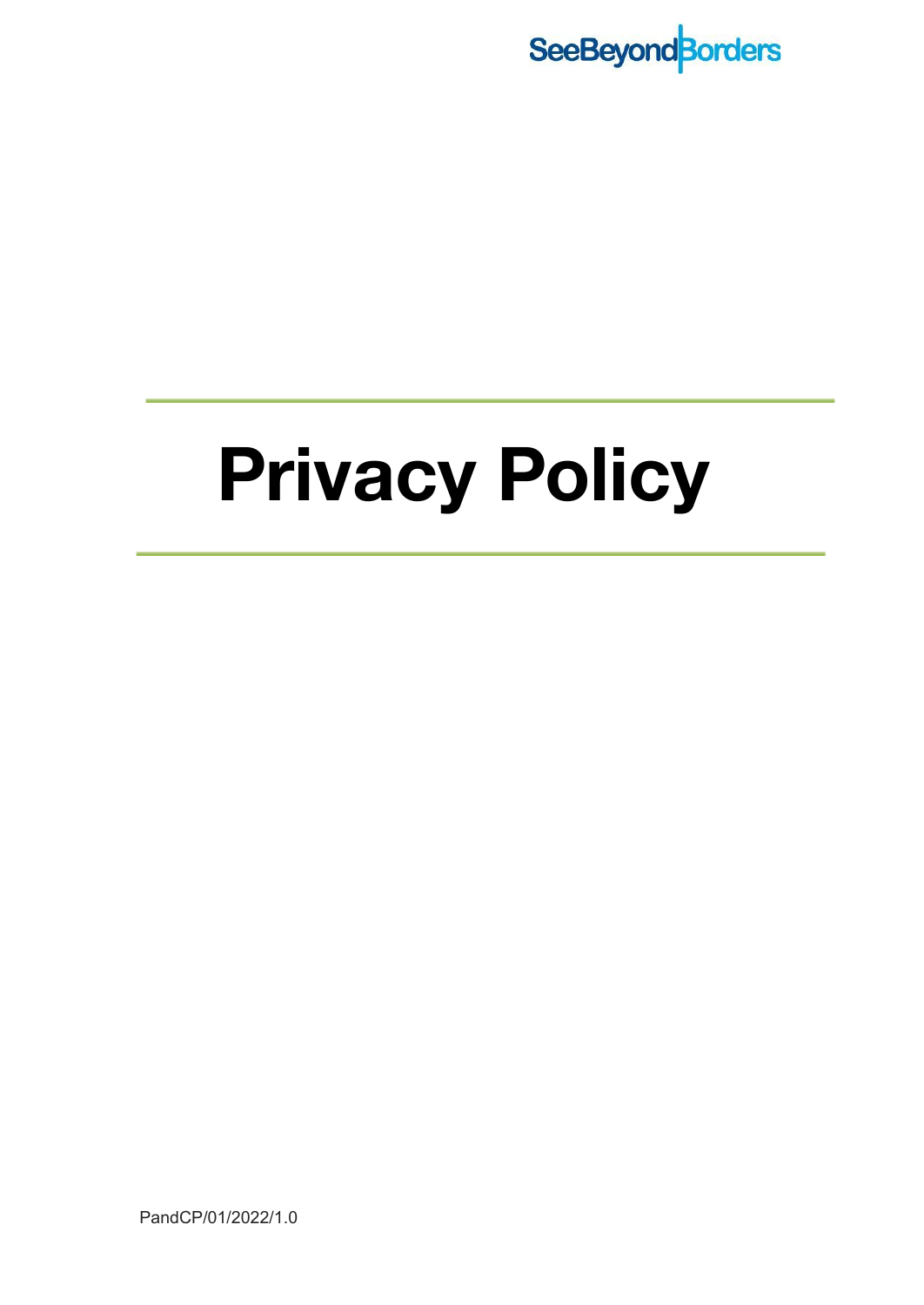SeeBeyondBorders

# Privacy Policy

PandCP/01/2022/1.0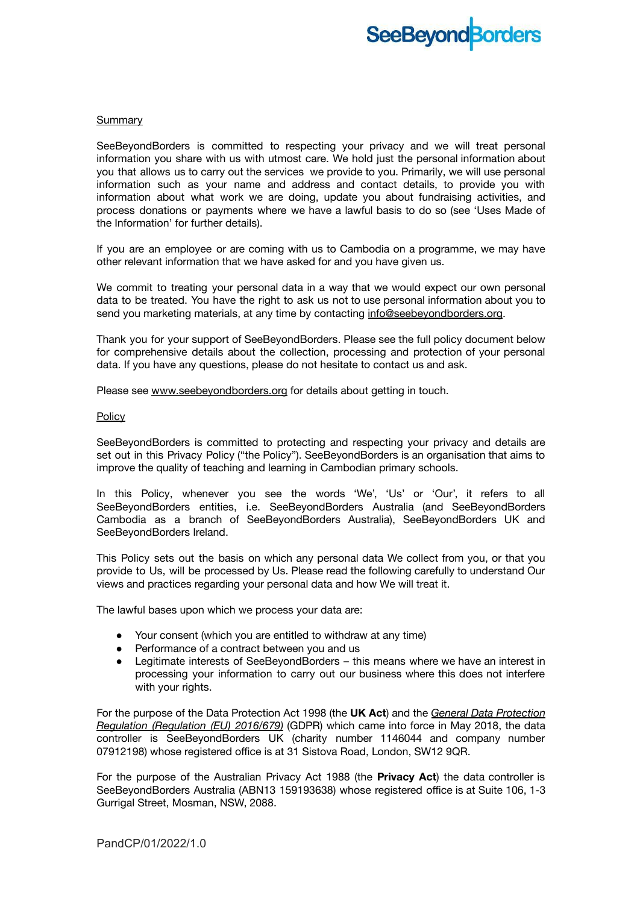Summary

SeeBeyondBorders is committed to respecting your privacy and we will treat personal information you share with us with utmost care. We hold just the personal information about you that allows us to carry out the services we provide to you. Primarily, we will use personal information such as your name and address and contact details, to provide you with information about what work we are doing, update you about fundraising activities, and process donations or payments where we have a lawful basis to do so (see 'Uses Made of the Information' for further details).

If you are an employee or are coming with us to Cambodia on a programme, we may have other relevant information that we have asked for and you have given us.

We commit to treating your personal data in a way that we would expect our own personal data to be treated. You have the right to ask us not to use personal information about you to send you marketing materials, at any time by contacting info@seebeyondborders.org.

Thank you for your support of SeeBeyondBorders. Please see the full policy document below for comprehensive details about the collection, processing and protection of your personal data. If you have any questions, please do not hesitate to contact us and ask.

Please see www.seebeyondborders.org for details about getting in touch.

Policy

SeeBeyondBorders is committed to protecting and respecting your privacy and details are set out in this Privacy Policy ("the Policy"). SeeBeyondBorders is an organisation that aims to improve the quality of teaching and learning in Cambodian primary schools.

In this Policy, whenever you see the words 'We', 'Us' or 'Our', it refers to all SeeBeyondBorders entities, i.e. SeeBeyondBorders Australia (and SeeBeyondBorders Cambodia as a branch of SeeBeyondBorders Australia), SeeBeyondBorders UK and SeeBeyondBorders Ireland.

This Policy sets out the basis on which any personal data We collect from you, or that you provide to Us, will be processed by Us. Please read the following carefully to understand Our views and practices regarding your personal data and how We will treat it.

The lawful bases upon which we process your data are:

- Your consent (which you are entitled to withdraw at any time)
- Performance of a contract between you and us
- Legitimate interests of SeeBeyondBorders – this means where we have an interest in processing your information to carry out our business where this does not interfere with your rights.

For the purpose of the Data Protection Act 1998 (the **UK Act**) and the *General Data Protection Regulation (Regulation (EU) 2016/679)* (GDPR) which came into force in May 2018, the data controller is SeeBeyondBorders UK (charity number 1146044 and company number 07912198) whose registered office is at 31 Sistova Road, London, SW12 9QR.

For the purpose of the Australian Privacy Act 1988 (the **Privacy Act**) the data controller is SeeBeyondBorders Australia (ABN13 159193638) whose registered office is at Suite 106, 1-3 Gurrigal Street, Mosman, NSW, 2088.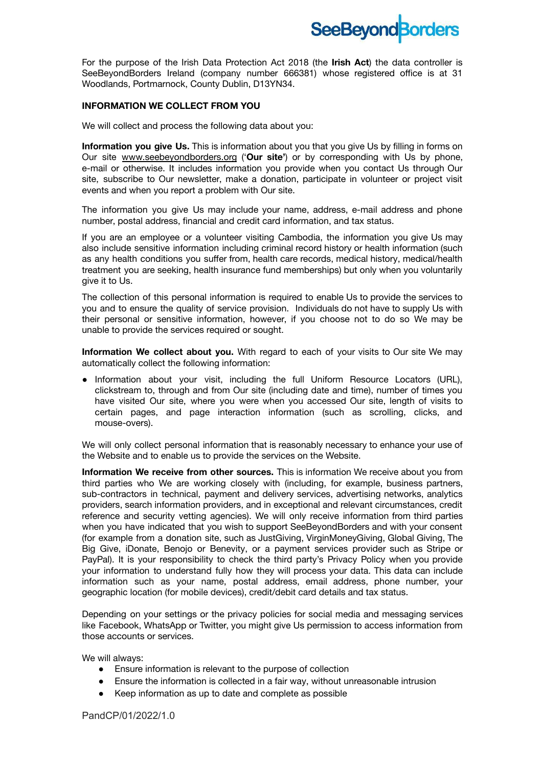For the purpose of the Irish Data Protection Act 2018 (the **Irish Act**) the data controller is SeeBeyondBorders Ireland (company number 666381) whose registered office is at 31 Woodlands, Portmarnock, County Dublin, D13YN34.

**INFORMATION WE COLLECT FROM YOU**

We will collect and process the following data about you:

**Information you give Us.** This is information about you that you give Us by filling in forms on Our site www.seebeyondborders.org ('**Our site'**) or by corresponding with Us by phone, e-mail or otherwise. It includes information you provide when you contact Us through Our site, subscribe to Our newsletter, make a donation, participate in volunteer or project visit events and when you report a problem with Our site.

The information you give Us may include your name, address, e-mail address and phone number, postal address, financial and credit card information, and tax status.

If you are an employee or a volunteer visiting Cambodia, the information you give Us may also include sensitive information including criminal record history or health information (such as any health conditions you suffer from, health care records, medical history, medical/health treatment you are seeking, health insurance fund memberships) but only when you voluntarily give it to Us.

The collection of this personal information is required to enable Us to provide the services to you and to ensure the quality of service provision. Individuals do not have to supply Us with their personal or sensitive information, however, if you choose not to do so We may be unable to provide the services required or sought.

**Information We collect about you.** With regard to each of your visits to Our site We may automatically collect the following information:

- Information about your visit, including the full Uniform Resource Locators (URL), clickstream to, through and from Our site (including date and time), number of times you have visited Our site, where you were when you accessed Our site, length of visits to certain pages, and page interaction information (such as scrolling, clicks, and mouse-overs).

We will only collect personal information that is reasonably necessary to enhance your use of the Website and to enable us to provide the services on the Website.

**Information We receive from other sources.** This is information We receive about you from third parties who We are working closely with (including, for example, business partners, sub-contractors in technical, payment and delivery services, advertising networks, analytics providers, search information providers, and in exceptional and relevant circumstances, credit reference and security vetting agencies). We will only receive information from third parties when you have indicated that you wish to support SeeBeyondBorders and with your consent (for example from a donation site, such as JustGiving, VirginMoneyGiving, Global Giving, The Big Give, iDonate, Benojo or Benevity, or a payment services provider such as Stripe or PayPal). It is your responsibility to check the third party's Privacy Policy when you provide your information to understand fully how they will process your data. This data can include information such as your name, postal address, email address, phone number, your geographic location (for mobile devices), credit/debit card details and tax status.

Depending on your settings or the privacy policies for social media and messaging services like Facebook, WhatsApp or Twitter, you might give Us permission to access information from those accounts or services.

We will always:

- Ensure information is relevant to the purpose of collection
- Ensure the information is collected in a fair way, without unreasonable intrusion
- Keep information as up to date and complete as possible

PandCP/01/2022/1.0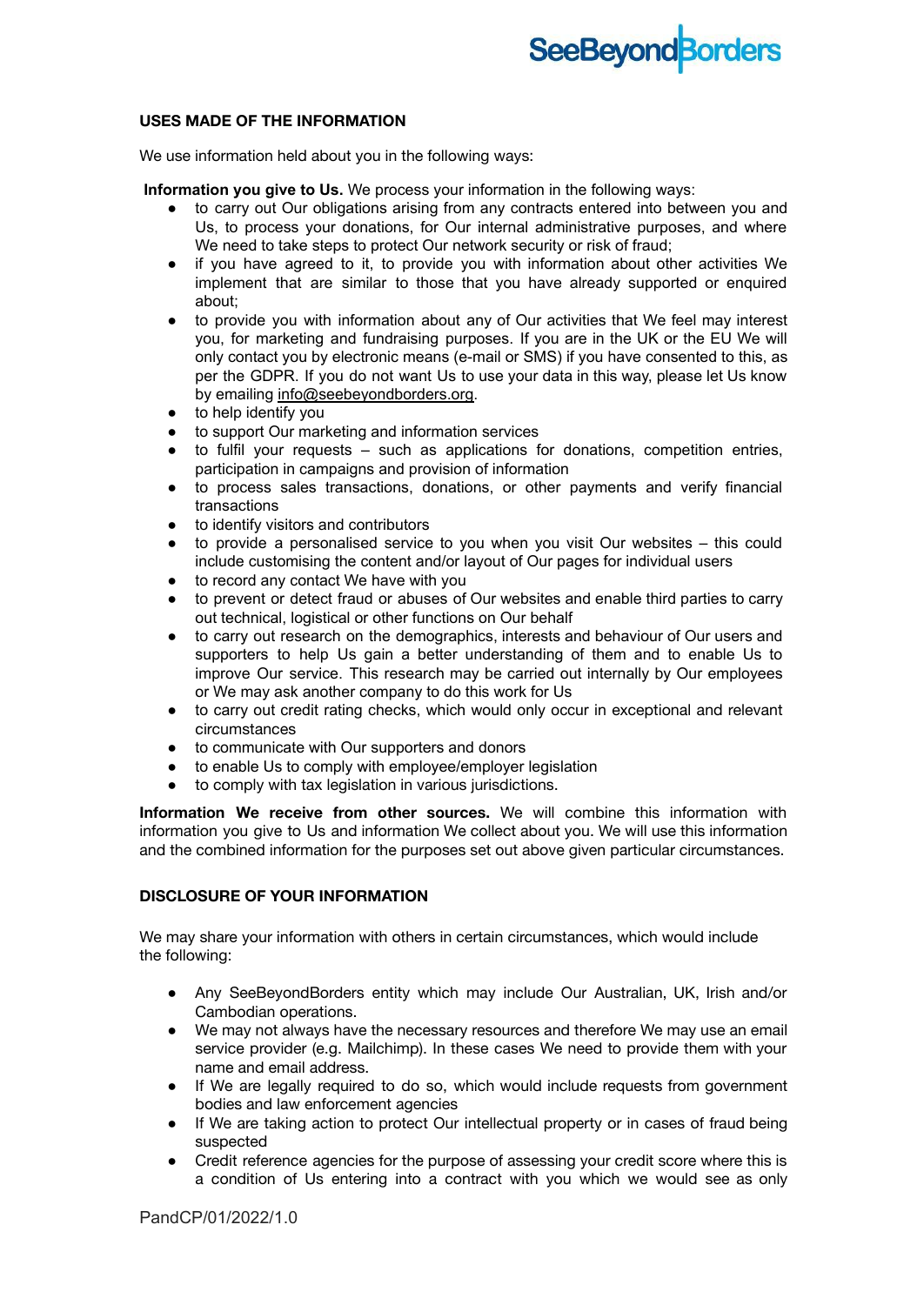## USES MADE OF THE INFORMATION

We use information held about you in the following ways:

**Information you give to Us.** We process your information in the following ways:

- to carry out Our obligations arising from any contracts entered into between you and Us, to process your donations, for Our internal administrative purposes, and where We need to take steps to protect Our network security or risk of fraud;
- if you have agreed to it, to provide you with information about other activities We implement that are similar to those that you have already supported or enquired about;
- to provide you with information about any of Our activities that We feel may interest you, for marketing and fundraising purposes. If you are in the UK or the EU We will only contact you by electronic means (e-mail or SMS) if you have consented to this, as per the GDPR. If you do not want Us to use your data in this way, please let Us know by emailing info@seebeyondborders.org.
- to help identify you
- to support Our marketing and information services
- to fulfil your requests – such as applications for donations, competition entries, participation in campaigns and provision of information
- to process sales transactions, donations, or other payments and verify financial transactions
- to identify visitors and contributors
- to provide a personalised service to you when you visit Our websites – this could include customising the content and/or layout of Our pages for individual users
- to record any contact We have with you
- to prevent or detect fraud or abuses of Our websites and enable third parties to carry out technical, logistical or other functions on Our behalf
- to carry out research on the demographics, interests and behaviour of Our users and supporters to help Us gain a better understanding of them and to enable Us to improve Our service. This research may be carried out internally by Our employees or We may ask another company to do this work for Us
- to carry out credit rating checks, which would only occur in exceptional and relevant circumstances
- to communicate with Our supporters and donors
- to enable Us to comply with employee/employer legislation
- to comply with tax legislation in various jurisdictions.

**Information We receive from other sources.** We will combine this information with information you give to Us and information We collect about you. We will use this information and the combined information for the purposes set out above given particular circumstances.

## DISCLOSURE OF YOUR INFORMATION

We may share your information with others in certain circumstances, which would include the following:

- Any SeeBeyondBorders entity which may include Our Australian, UK, Irish and/or Cambodian operations.
- We may not always have the necessary resources and therefore We may use an email service provider (e.g. Mailchimp). In these cases We need to provide them with your name and email address.
- If We are legally required to do so, which would include requests from government bodies and law enforcement agencies
- If We are taking action to protect Our intellectual property or in cases of fraud being suspected
- Credit reference agencies for the purpose of assessing your credit score where this is a condition of Us entering into a contract with you which we would see as only

PandCP/01/2022/1.0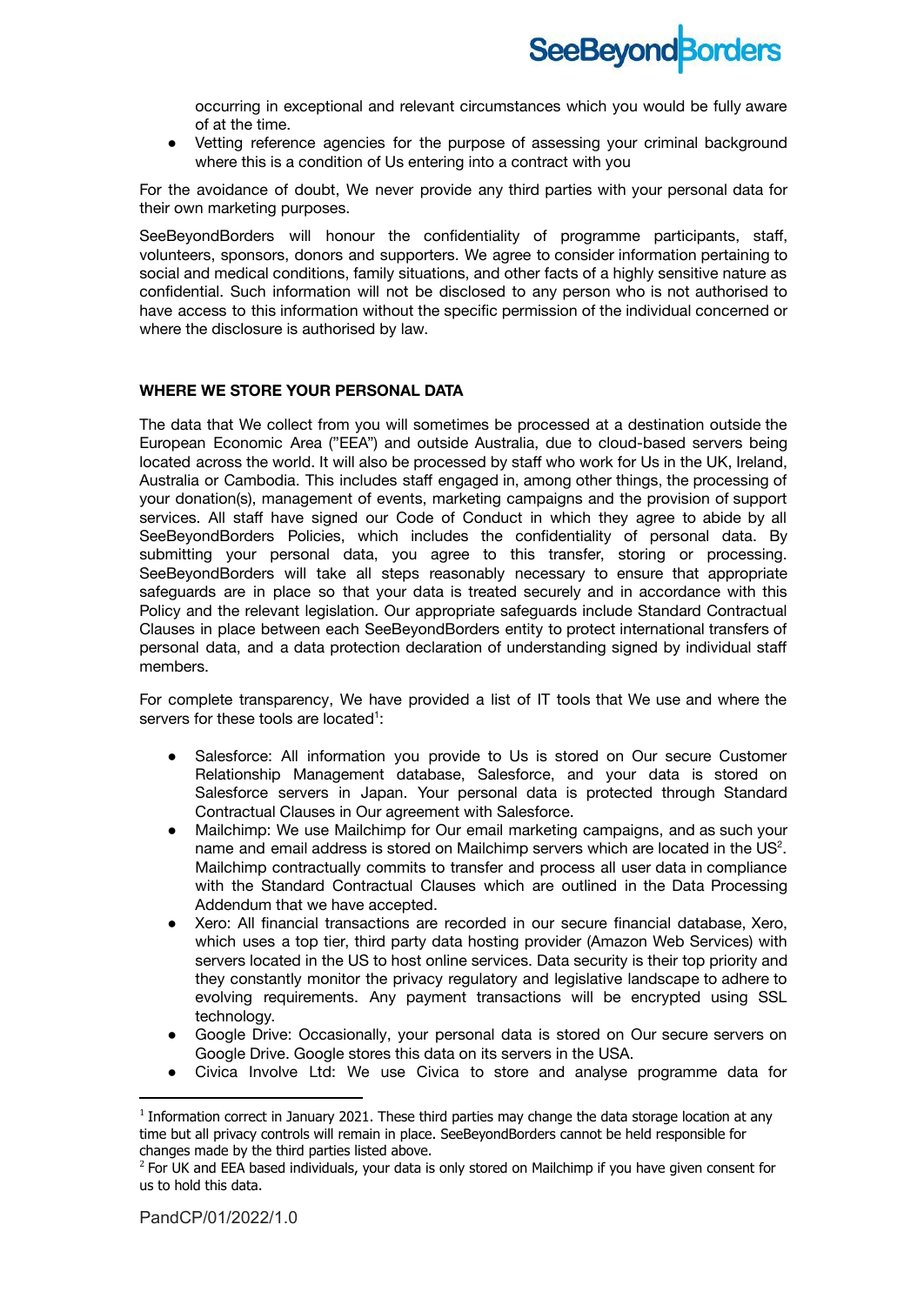occurring in exceptional and relevant circumstances which you would be fully aware of at the time.

- Vetting reference agencies for the purpose of assessing your criminal background where this is a condition of Us entering into a contract with you

For the avoidance of doubt, We never provide any third parties with your personal data for their own marketing purposes.

SeeBeyondBorders will honour the confidentiality of programme participants, staff, volunteers, sponsors, donors and supporters. We agree to consider information pertaining to social and medical conditions, family situations, and other facts of a highly sensitive nature as confidential. Such information will not be disclosed to any person who is not authorised to have access to this information without the specific permission of the individual concerned or where the disclosure is authorised by law.

**WHERE WE STORE YOUR PERSONAL DATA**

The data that We collect from you will sometimes be processed at a destination outside the European Economic Area ("EEA") and outside Australia, due to cloud-based servers being located across the world. It will also be processed by staff who work for Us in the UK, Ireland, Australia or Cambodia. This includes staff engaged in, among other things, the processing of your donation(s), management of events, marketing campaigns and the provision of support services. All staff have signed our Code of Conduct in which they agree to abide by all SeeBeyondBorders Policies, which includes the confidentiality of personal data. By submitting your personal data, you agree to this transfer, storing or processing. SeeBeyondBorders will take all steps reasonably necessary to ensure that appropriate safeguards are in place so that your data is treated securely and in accordance with this Policy and the relevant legislation. Our appropriate safeguards include Standard Contractual Clauses in place between each SeeBeyondBorders entity to protect international transfers of personal data, and a data protection declaration of understanding signed by individual staff members.

For complete transparency, We have provided a list of IT tools that We use and where the servers for these tools are located[1]:

- Salesforce: All information you provide to Us is stored on Our secure Customer Relationship Management database, Salesforce, and your data is stored on Salesforce servers in Japan. Your personal data is protected through Standard Contractual Clauses in Our agreement with Salesforce.
- Mailchimp: We use Mailchimp for Our email marketing campaigns, and as such your name and email address is stored on Mailchimp servers which are located in the US[2]. Mailchimp contractually commits to transfer and process all user data in compliance with the Standard Contractual Clauses which are outlined in the Data Processing Addendum that we have accepted.
- Xero: All financial transactions are recorded in our secure financial database, Xero, which uses a top tier, third party data hosting provider (Amazon Web Services) with servers located in the US to host online services. Data security is their top priority and they constantly monitor the privacy regulatory and legislative landscape to adhere to evolving requirements. Any payment transactions will be encrypted using SSL technology.
- Google Drive: Occasionally, your personal data is stored on Our secure servers on Google Drive. Google stores this data on its servers in the USA.
- Civica Involve Ltd: We use Civica to store and analyse programme data for

[1] Information correct in January 2021. These third parties may change the data storage location at any time but all privacy controls will remain in place. SeeBeyondBorders cannot be held responsible for changes made by the third parties listed above.

[2] For UK and EEA based individuals, your data is only stored on Mailchimp if you have given consent for us to hold this data.

PandCP/01/2022/1.0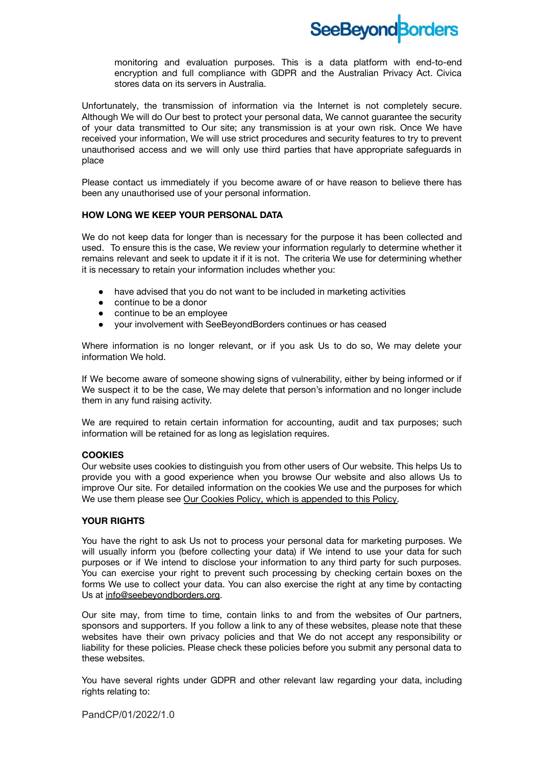monitoring and evaluation purposes. This is a data platform with end-to-end encryption and full compliance with GDPR and the Australian Privacy Act. Civica stores data on its servers in Australia.

Unfortunately, the transmission of information via the Internet is not completely secure. Although We will do Our best to protect your personal data, We cannot guarantee the security of your data transmitted to Our site; any transmission is at your own risk. Once We have received your information, We will use strict procedures and security features to try to prevent unauthorised access and we will only use third parties that have appropriate safeguards in place

Please contact us immediately if you become aware of or have reason to believe there has been any unauthorised use of your personal information.

**HOW LONG WE KEEP YOUR PERSONAL DATA**

We do not keep data for longer than is necessary for the purpose it has been collected and used. To ensure this is the case, We review your information regularly to determine whether it remains relevant and seek to update it if it is not. The criteria We use for determining whether it is necessary to retain your information includes whether you:

- have advised that you do not want to be included in marketing activities
- continue to be a donor
- continue to be an employee
- your involvement with SeeBeyondBorders continues or has ceased

Where information is no longer relevant, or if you ask Us to do so, We may delete your information We hold.

If We become aware of someone showing signs of vulnerability, either by being informed or if We suspect it to be the case, We may delete that person's information and no longer include them in any fund raising activity.

We are required to retain certain information for accounting, audit and tax purposes; such information will be retained for as long as legislation requires.

**COOKIES**

Our website uses cookies to distinguish you from other users of Our website. This helps Us to provide you with a good experience when you browse Our website and also allows Us to improve Our site. For detailed information on the cookies We use and the purposes for which We use them please see Our Cookies Policy, which is appended to this Policy.

**YOUR RIGHTS**

You have the right to ask Us not to process your personal data for marketing purposes. We will usually inform you (before collecting your data) if We intend to use your data for such purposes or if We intend to disclose your information to any third party for such purposes. You can exercise your right to prevent such processing by checking certain boxes on the forms We use to collect your data. You can also exercise the right at any time by contacting Us at info@seebeyondborders.org.

Our site may, from time to time, contain links to and from the websites of Our partners, sponsors and supporters. If you follow a link to any of these websites, please note that these websites have their own privacy policies and that We do not accept any responsibility or liability for these policies. Please check these policies before you submit any personal data to these websites.

You have several rights under GDPR and other relevant law regarding your data, including rights relating to: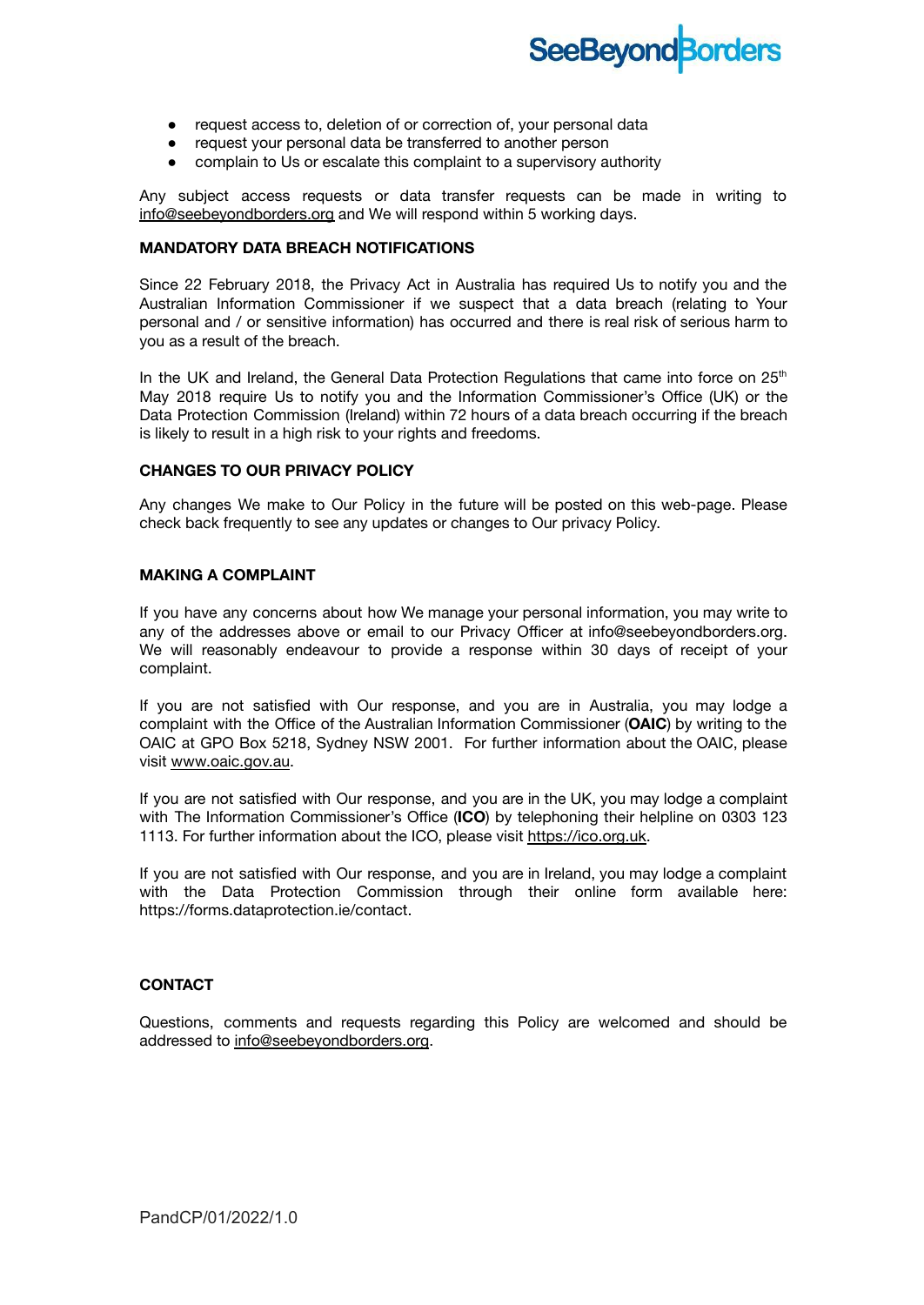- request access to, deletion of or correction of, your personal data
- request your personal data be transferred to another person
- complain to Us or escalate this complaint to a supervisory authority

Any subject access requests or data transfer requests can be made in writing to info@seebeyondborders.org and We will respond within 5 working days.

**MANDATORY DATA BREACH NOTIFICATIONS**

Since 22 February 2018, the Privacy Act in Australia has required Us to notify you and the Australian Information Commissioner if we suspect that a data breach (relating to Your personal and / or sensitive information) has occurred and there is real risk of serious harm to you as a result of the breach.

In the UK and Ireland, the General Data Protection Regulations that came into force on 25th May 2018 require Us to notify you and the Information Commissioner's Office (UK) or the Data Protection Commission (Ireland) within 72 hours of a data breach occurring if the breach is likely to result in a high risk to your rights and freedoms.

**CHANGES TO OUR PRIVACY POLICY**

Any changes We make to Our Policy in the future will be posted on this web-page. Please check back frequently to see any updates or changes to Our privacy Policy.

**MAKING A COMPLAINT**

If you have any concerns about how We manage your personal information, you may write to any of the addresses above or email to our Privacy Officer at info@seebeyondborders.org. We will reasonably endeavour to provide a response within 30 days of receipt of your complaint.

If you are not satisfied with Our response, and you are in Australia, you may lodge a complaint with the Office of the Australian Information Commissioner (**OAIC**) by writing to the OAIC at GPO Box 5218, Sydney NSW 2001. For further information about the OAIC, please visit www.oaic.gov.au.

If you are not satisfied with Our response, and you are in the UK, you may lodge a complaint with The Information Commissioner's Office (**ICO**) by telephoning their helpline on 0303 123 1113. For further information about the ICO, please visit https://ico.org.uk.

If you are not satisfied with Our response, and you are in Ireland, you may lodge a complaint with the Data Protection Commission through their online form available here: https://forms.dataprotection.ie/contact.

**CONTACT**

Questions, comments and requests regarding this Policy are welcomed and should be addressed to info@seebeyondborders.org.

PandCP/01/2022/1.0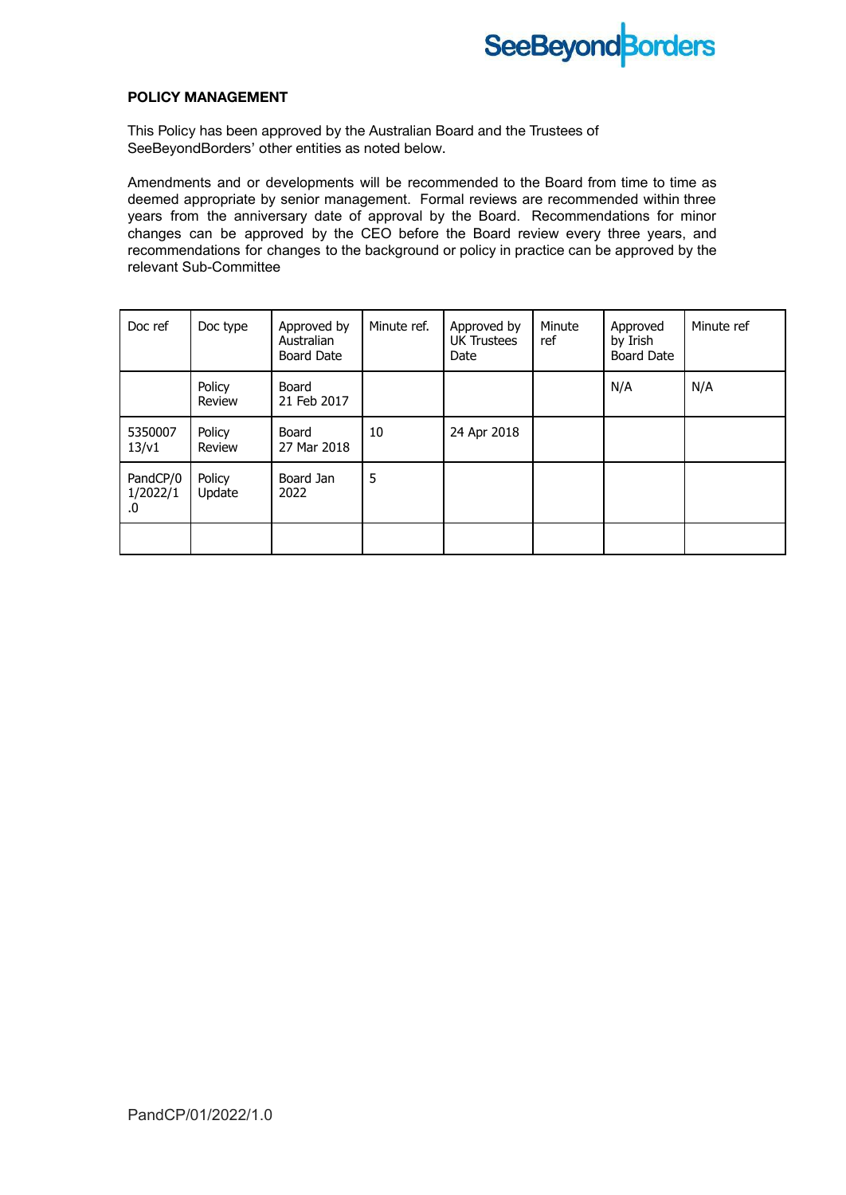## POLICY MANAGEMENT

This Policy has been approved by the Australian Board and the Trustees of SeeBeyondBorders' other entities as noted below.

Amendments and or developments will be recommended to the Board from time to time as deemed appropriate by senior management. Formal reviews are recommended within three years from the anniversary date of approval by the Board. Recommendations for minor changes can be approved by the CEO before the Board review every three years, and recommendations for changes to the background or policy in practice can be approved by the relevant Sub-Committee

| Doc ref | Doc type | Approved by Australian Board Date | Minute ref. | Approved by UK Trustees Date | Minute ref | Approved by Irish Board Date | Minute ref |
|---|---|---|---|---|---|---|---|
| | Policy Review | Board 21 Feb 2017 | | | | N/A | N/A |
| 535000713/v1 | Policy Review | Board 27 Mar 2018 | 10 | 24 Apr 2018 | | | |
| PandCP/01/2022/1.0 | Policy Update | Board Jan 2022 | 5 | | | | |
| | | | | | | | |

PandCP/01/2022/1.0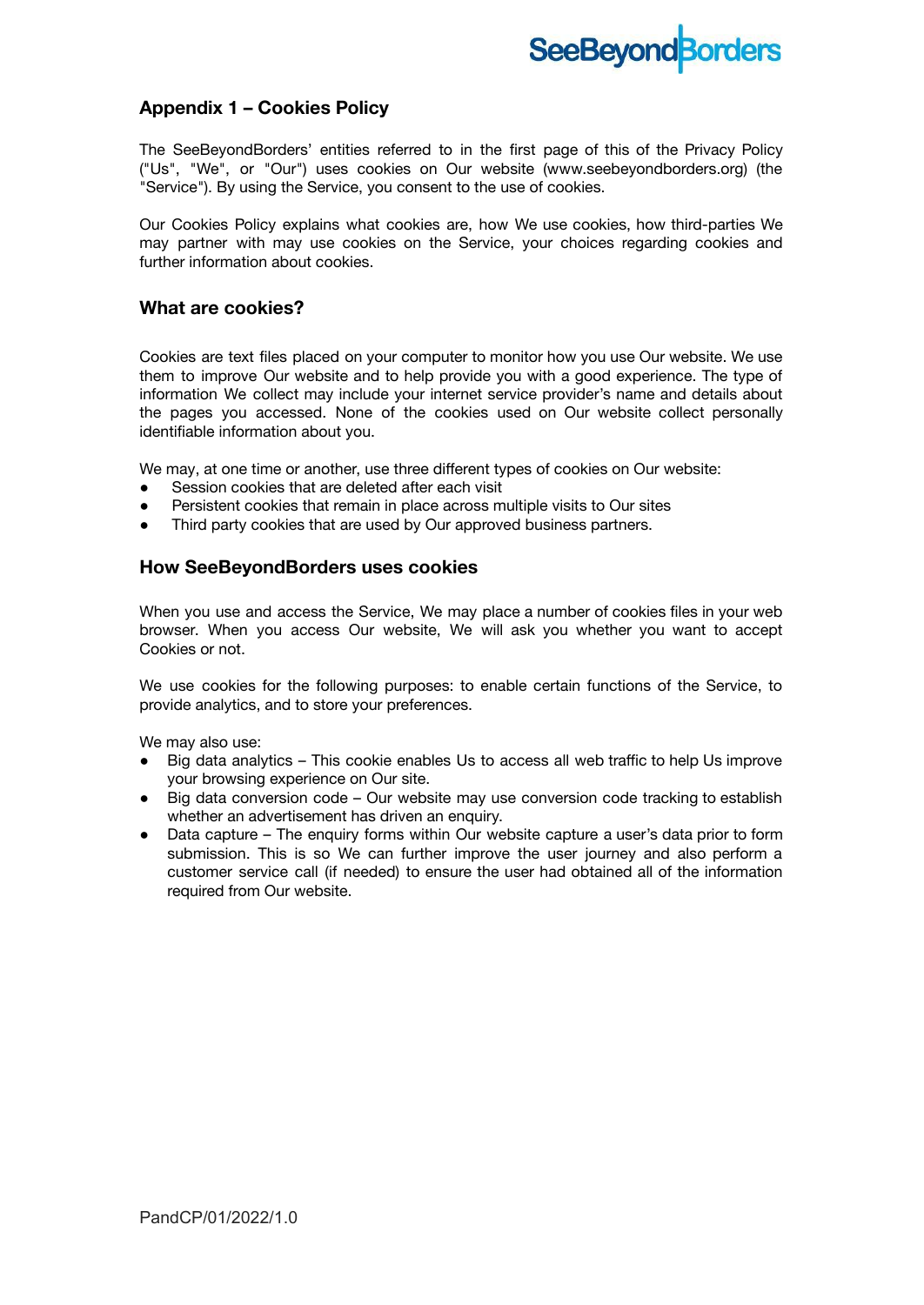## Appendix 1 – Cookies Policy

The SeeBeyondBorders' entities referred to in the first page of this of the Privacy Policy ("Us", "We", or "Our") uses cookies on Our website (www.seebeyondborders.org) (the "Service"). By using the Service, you consent to the use of cookies.

Our Cookies Policy explains what cookies are, how We use cookies, how third-parties We may partner with may use cookies on the Service, your choices regarding cookies and further information about cookies.

### What are cookies?

Cookies are text files placed on your computer to monitor how you use Our website. We use them to improve Our website and to help provide you with a good experience. The type of information We collect may include your internet service provider's name and details about the pages you accessed. None of the cookies used on Our website collect personally identifiable information about you.

We may, at one time or another, use three different types of cookies on Our website:

- Session cookies that are deleted after each visit
- Persistent cookies that remain in place across multiple visits to Our sites
- Third party cookies that are used by Our approved business partners.

### How SeeBeyondBorders uses cookies

When you use and access the Service, We may place a number of cookies files in your web browser. When you access Our website, We will ask you whether you want to accept Cookies or not.

We use cookies for the following purposes: to enable certain functions of the Service, to provide analytics, and to store your preferences.

We may also use:

- Big data analytics – This cookie enables Us to access all web traffic to help Us improve your browsing experience on Our site.
- Big data conversion code – Our website may use conversion code tracking to establish whether an advertisement has driven an enquiry.
- Data capture – The enquiry forms within Our website capture a user's data prior to form submission. This is so We can further improve the user journey and also perform a customer service call (if needed) to ensure the user had obtained all of the information required from Our website.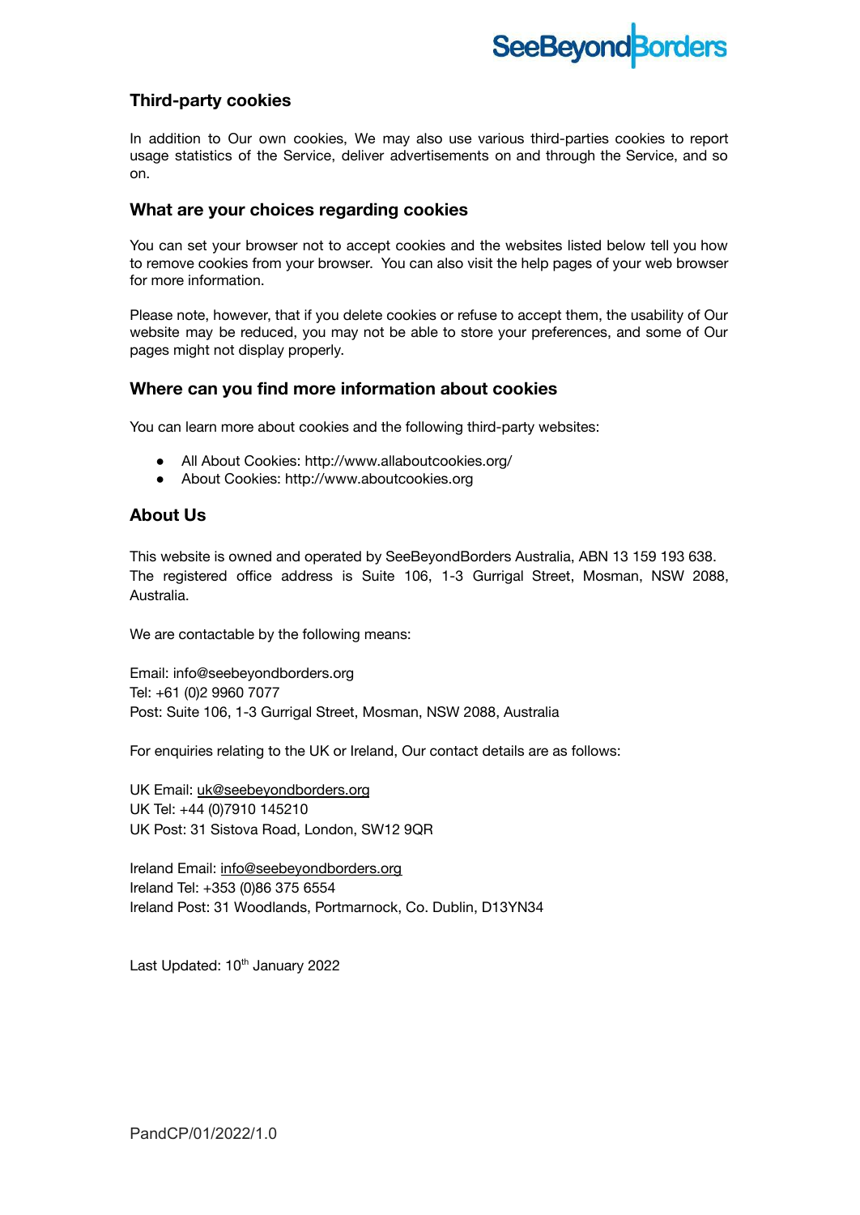### Third-party cookies

In addition to Our own cookies, We may also use various third-parties cookies to report usage statistics of the Service, deliver advertisements on and through the Service, and so on.

### What are your choices regarding cookies

You can set your browser not to accept cookies and the websites listed below tell you how to remove cookies from your browser. You can also visit the help pages of your web browser for more information.

Please note, however, that if you delete cookies or refuse to accept them, the usability of Our website may be reduced, you may not be able to store your preferences, and some of Our pages might not display properly.

### Where can you find more information about cookies

You can learn more about cookies and the following third-party websites:

- All About Cookies: http://www.allaboutcookies.org/
- About Cookies: http://www.aboutcookies.org

### About Us

This website is owned and operated by SeeBeyondBorders Australia, ABN 13 159 193 638. The registered office address is Suite 106, 1-3 Gurrigal Street, Mosman, NSW 2088, Australia.

We are contactable by the following means:

Email: info@seebeyondborders.org
Tel: +61 (0)2 9960 7077
Post: Suite 106, 1-3 Gurrigal Street, Mosman, NSW 2088, Australia

For enquiries relating to the UK or Ireland, Our contact details are as follows:

UK Email: uk@seebeyondborders.org
UK Tel: +44 (0)7910 145210
UK Post: 31 Sistova Road, London, SW12 9QR

Ireland Email: info@seebeyondborders.org
Ireland Tel: +353 (0)86 375 6554
Ireland Post: 31 Woodlands, Portmarnock, Co. Dublin, D13YN34

Last Updated: 10th January 2022

PandCP/01/2022/1.0